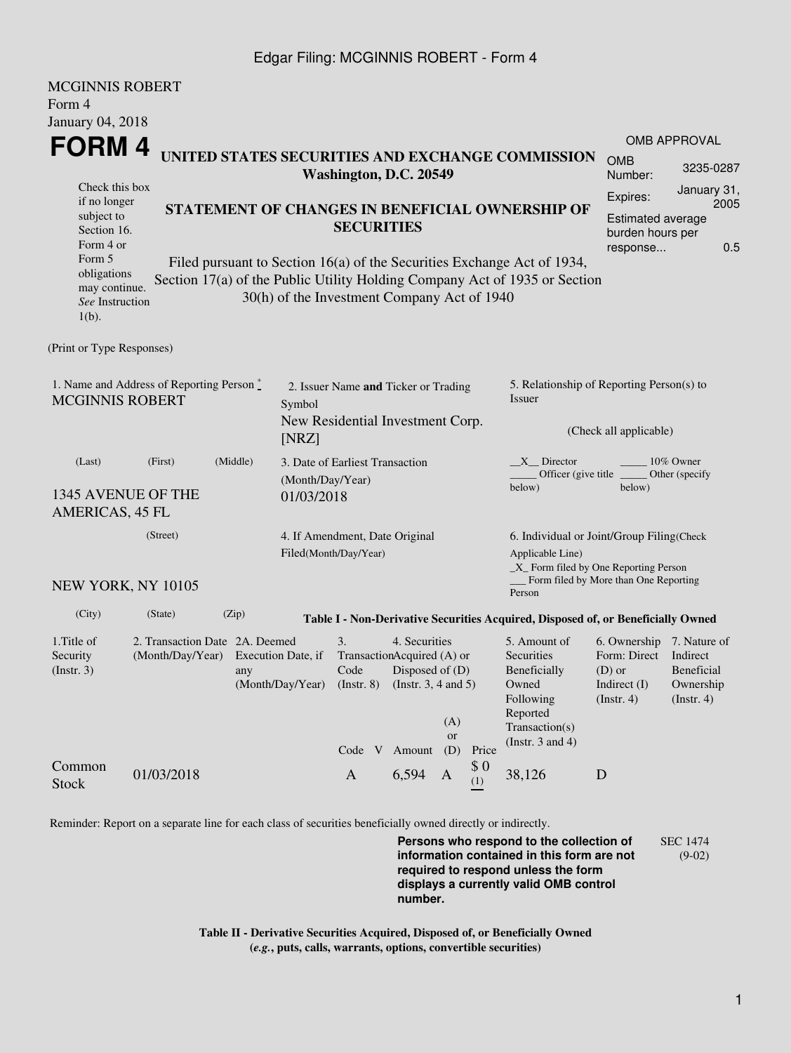MCGINNIS ROBERT
Form 4
January 04, 2018

# FORM 4

**UNITED STATES SECURITIES AND EXCHANGE COMMISSION**
**Washington, D.C. 20549**

Check this box if no longer subject to Section 16. Form 4 or Form 5 obligations may continue. *See* Instruction 1(b).

**STATEMENT OF CHANGES IN BENEFICIAL OWNERSHIP OF SECURITIES**

Filed pursuant to Section 16(a) of the Securities Exchange Act of 1934, Section 17(a) of the Public Utility Holding Company Act of 1935 or Section 30(h) of the Investment Company Act of 1940

OMB APPROVAL

| | |
|---|---|
| OMB Number: | 3235-0287 |
| Expires: | January 31, 2005 |
| Estimated average burden hours per response... | 0.5 |

(Print or Type Responses)

1. Name and Address of Reporting Person *
MCGINNIS ROBERT

(Last) (First) (Middle)

1345 AVENUE OF THE AMERICAS, 45 FL

(Street)

NEW YORK, NY 10105

(City) (State) (Zip)

2. Issuer Name **and** Ticker or Trading Symbol
New Residential Investment Corp. [NRZ]

3. Date of Earliest Transaction (Month/Day/Year)
01/03/2018

4. If Amendment, Date Original Filed(Month/Day/Year)

5. Relationship of Reporting Person(s) to Issuer

(Check all applicable)

\_\_X\_\_ Director \_\_\_\_\_ 10% Owner
\_\_\_\_\_ Officer (give title below) \_\_\_\_\_ Other (specify below)

6. Individual or Joint/Group Filing(Check Applicable Line)
\_X\_ Form filed by One Reporting Person
\_\_\_ Form filed by More than One Reporting Person

**Table I - Non-Derivative Securities Acquired, Disposed of, or Beneficially Owned**

| 1.Title of Security (Instr. 3) | 2. Transaction Date (Month/Day/Year) | 2A. Deemed Execution Date, if any (Month/Day/Year) | 3. Transaction Code (Instr. 8) | | 4. Securities Acquired (A) or Disposed of (D) (Instr. 3, 4 and 5) | | | 5. Amount of Securities Beneficially Owned Following Reported Transaction(s) (Instr. 3 and 4) | 6. Ownership Form: Direct (D) or Indirect (I) (Instr. 4) | 7. Nature of Indirect Beneficial Ownership (Instr. 4) |
|---|---|---|---|---|---|---|---|---|---|---|
| | | | Code | V | Amount | (A) or (D) | Price | | | |
| Common Stock | 01/03/2018 | | A | | 6,594 | A | $ 0 (1) | 38,126 | D | |

Reminder: Report on a separate line for each class of securities beneficially owned directly or indirectly.

**Persons who respond to the collection of information contained in this form are not required to respond unless the form displays a currently valid OMB control number.**

SEC 1474 (9-02)

**Table II - Derivative Securities Acquired, Disposed of, or Beneficially Owned**
**(*e.g.*, puts, calls, warrants, options, convertible securities)**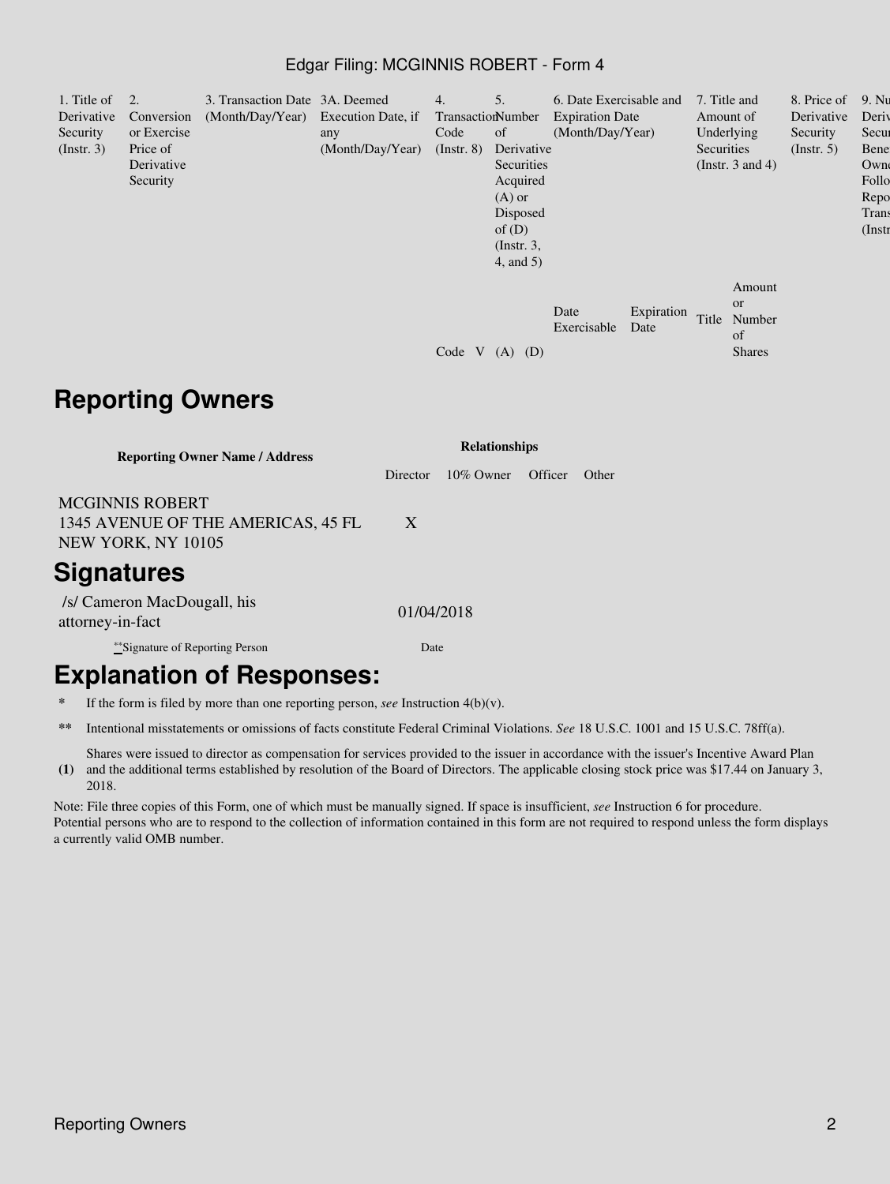| 1. Title of Derivative Security (Instr. 3) | 2. Conversion or Exercise Price of Derivative Security | 3. Transaction Date (Month/Day/Year) | 3A. Deemed Execution Date, if any (Month/Day/Year) | 4. Transaction Code (Instr. 8) | | 5. Number of Derivative Securities Acquired (A) or Disposed of (D) (Instr. 3, 4, and 5) | | 6. Date Exercisable and Expiration Date (Month/Day/Year) | | 7. Title and Amount of Underlying Securities (Instr. 3 and 4) | | 8. Price of Derivative Security (Instr. 5) | 9. Nu Deriv Secur Bene Owne Follo Repo Trans (Instr |
|---|---|---|---|---|---|---|---|---|---|---|---|---|---|
| | | | | Code | V | (A) | (D) | Date Exercisable | Expiration Date | Title | Amount or Number of Shares | | |

## Reporting Owners

| Reporting Owner Name / Address | Relationships | | | |
|---|---|---|---|---|
| | Director | 10% Owner | Officer | Other |
| MCGINNIS ROBERT<br>1345 AVENUE OF THE AMERICAS, 45 FL<br>NEW YORK, NY 10105 | X | | | |

## Signatures

| | |
|---|---|
| /s/ Cameron MacDougall, his attorney-in-fact | 01/04/2018 |
| **Signature of Reporting Person | Date |

## Explanation of Responses:

\* If the form is filed by more than one reporting person, *see* Instruction 4(b)(v).

** Intentional misstatements or omissions of facts constitute Federal Criminal Violations. *See* 18 U.S.C. 1001 and 15 U.S.C. 78ff(a).

**(1)** Shares were issued to director as compensation for services provided to the issuer in accordance with the issuer's Incentive Award Plan and the additional terms established by resolution of the Board of Directors. The applicable closing stock price was $17.44 on January 3, 2018.

Note: File three copies of this Form, one of which must be manually signed. If space is insufficient, *see* Instruction 6 for procedure.
Potential persons who are to respond to the collection of information contained in this form are not required to respond unless the form displays a currently valid OMB number.